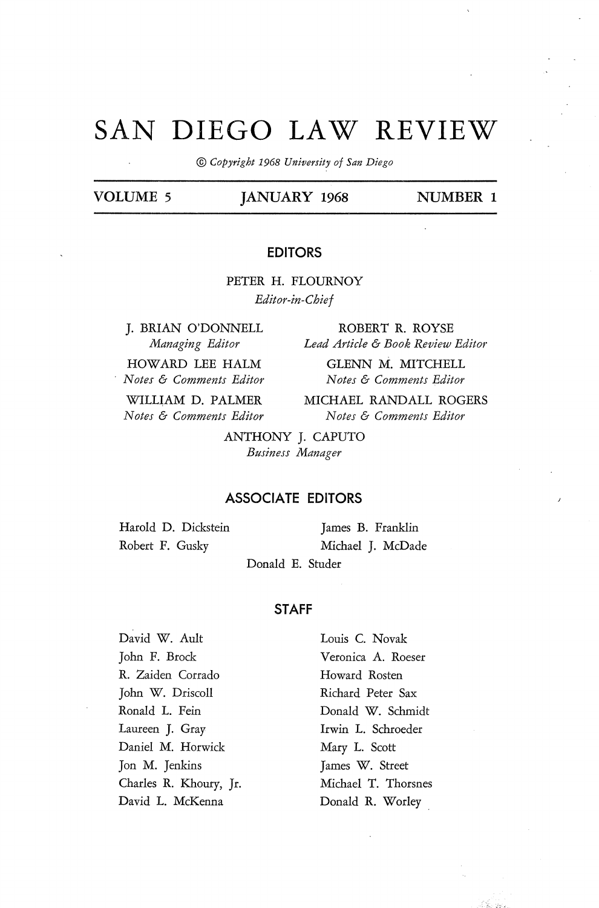# SAN DIEGO LAW REVIEW

*© Copyright 1968 University of San Diego*

VOLUME 5 | JANUARY 1968 | NUMBER 1

## EDITORS

PETER H. FLOURNOY
*Editor-in-Chief*

J. BRIAN O'DONNELL
*Managing Editor*

ROBERT R. ROYSE
*Lead Article & Book Review Editor*

HOWARD LEE HALM
*Notes & Comments Editor*

GLENN M. MITCHELL
*Notes & Comments Editor*

WILLIAM D. PALMER
*Notes & Comments Editor*

MICHAEL RANDALL ROGERS
*Notes & Comments Editor*

ANTHONY J. CAPUTO
*Business Manager*

## ASSOCIATE EDITORS

Harold D. Dickstein
James B. Franklin
Robert F. Gusky
Michael J. McDade
Donald E. Studer

## STAFF

David W. Ault
John F. Brock
R. Zaiden Corrado
John W. Driscoll
Ronald L. Fein
Laureen J. Gray
Daniel M. Horwick
Jon M. Jenkins
Charles R. Khoury, Jr.
David L. McKenna
Louis C. Novak
Veronica A. Roeser
Howard Rosten
Richard Peter Sax
Donald W. Schmidt
Irwin L. Schroeder
Mary L. Scott
James W. Street
Michael T. Thorsnes
Donald R. Worley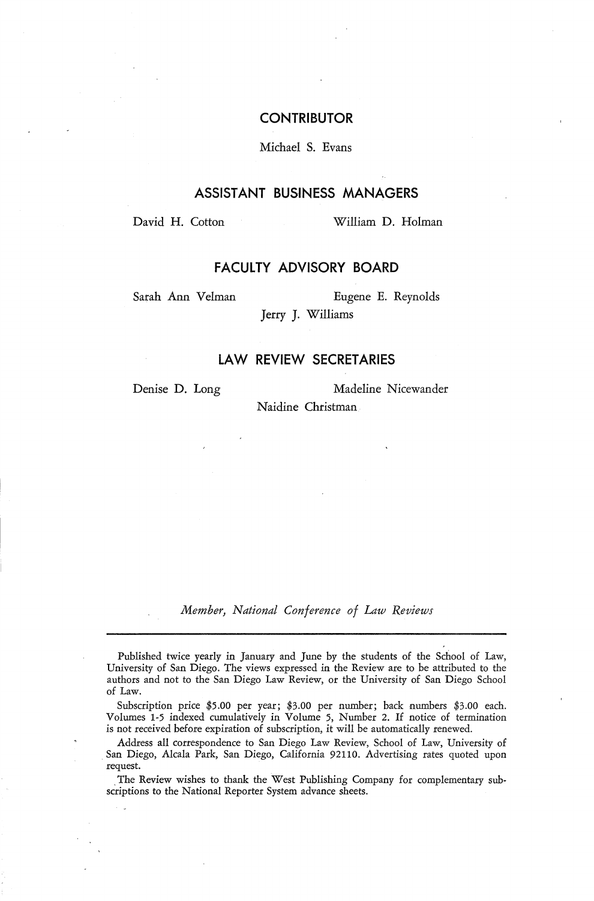## CONTRIBUTOR

Michael S. Evans

## ASSISTANT BUSINESS MANAGERS

David H. Cotton

William D. Holman

## FACULTY ADVISORY BOARD

Sarah Ann Velman

Eugene E. Reynolds

Jerry J. Williams

## LAW REVIEW SECRETARIES

Denise D. Long

Madeline Nicewander

Naidine Christman

*Member, National Conference of Law Reviews*

---

Published twice yearly in January and June by the students of the School of Law, University of San Diego. The views expressed in the Review are to be attributed to the authors and not to the San Diego Law Review, or the University of San Diego School of Law.

Subscription price $5.00 per year; $3.00 per number; back numbers $3.00 each. Volumes 1-5 indexed cumulatively in Volume 5, Number 2. If notice of termination is not received before expiration of subscription, it will be automatically renewed.

Address all correspondence to San Diego Law Review, School of Law, University of San Diego, Alcala Park, San Diego, California 92110. Advertising rates quoted upon request.

The Review wishes to thank the West Publishing Company for complementary subscriptions to the National Reporter System advance sheets.